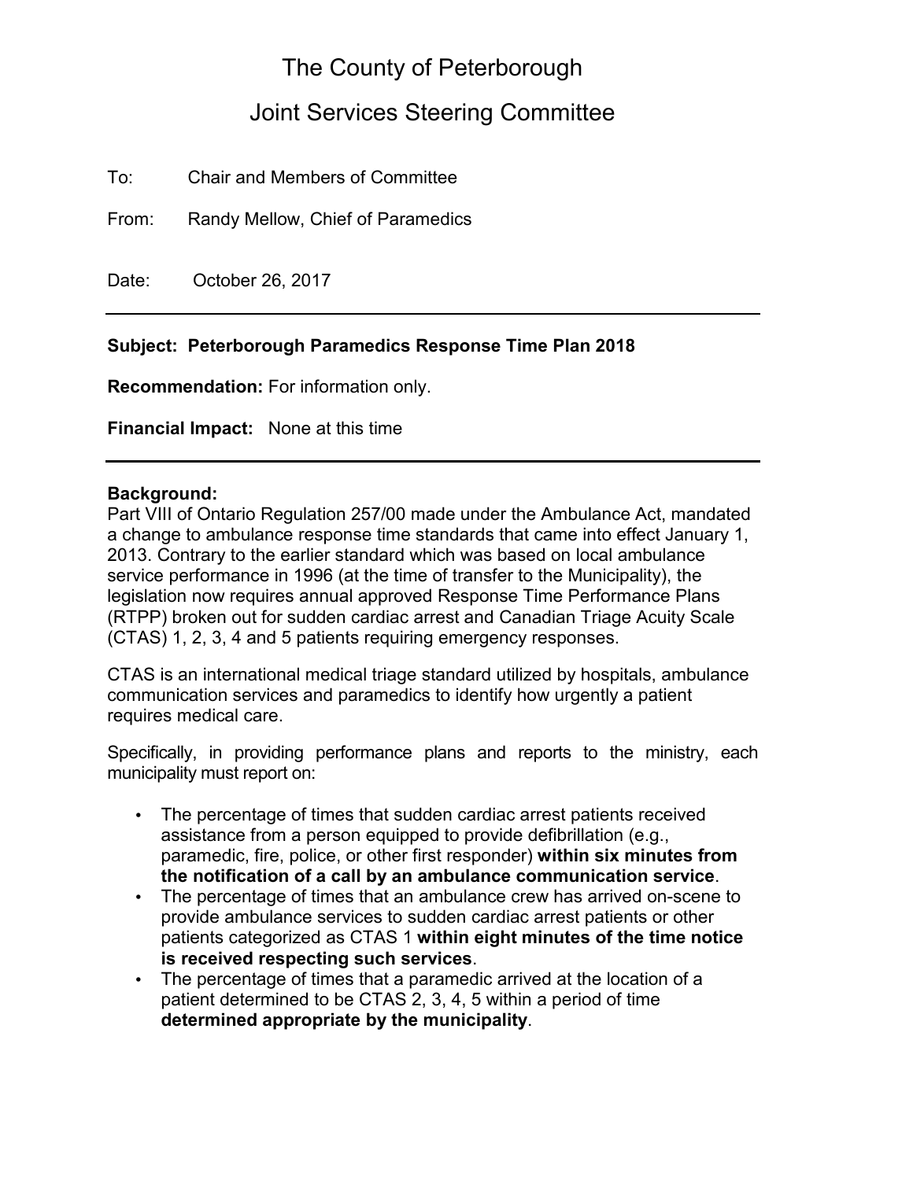# The County of Peterborough

## Joint Services Steering Committee

To: Chair and Members of Committee

From: Randy Mellow, Chief of Paramedics

Date: October 26, 2017

---

**Subject: Peterborough Paramedics Response Time Plan 2018**

**Recommendation:** For information only.

**Financial Impact:** None at this time

---

**Background:**

Part VIII of Ontario Regulation 257/00 made under the Ambulance Act, mandated a change to ambulance response time standards that came into effect January 1, 2013. Contrary to the earlier standard which was based on local ambulance service performance in 1996 (at the time of transfer to the Municipality), the legislation now requires annual approved Response Time Performance Plans (RTPP) broken out for sudden cardiac arrest and Canadian Triage Acuity Scale (CTAS) 1, 2, 3, 4 and 5 patients requiring emergency responses.

CTAS is an international medical triage standard utilized by hospitals, ambulance communication services and paramedics to identify how urgently a patient requires medical care.

Specifically, in providing performance plans and reports to the ministry, each municipality must report on:

- The percentage of times that sudden cardiac arrest patients received assistance from a person equipped to provide defibrillation (e.g., paramedic, fire, police, or other first responder) **within six minutes from the notification of a call by an ambulance communication service**.
- The percentage of times that an ambulance crew has arrived on-scene to provide ambulance services to sudden cardiac arrest patients or other patients categorized as CTAS 1 **within eight minutes of the time notice is received respecting such services**.
- The percentage of times that a paramedic arrived at the location of a patient determined to be CTAS 2, 3, 4, 5 within a period of time **determined appropriate by the municipality**.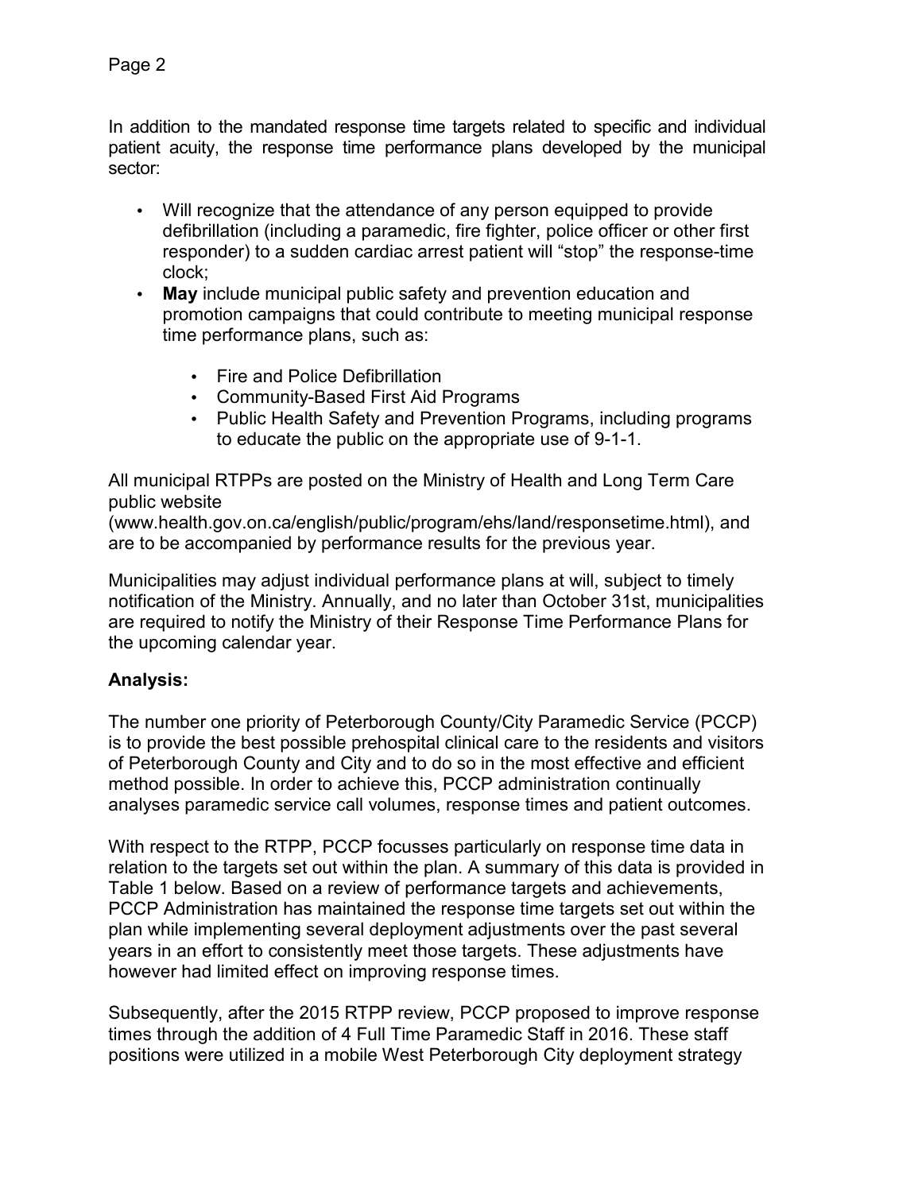In addition to the mandated response time targets related to specific and individual patient acuity, the response time performance plans developed by the municipal sector:

- Will recognize that the attendance of any person equipped to provide defibrillation (including a paramedic, fire fighter, police officer or other first responder) to a sudden cardiac arrest patient will "stop" the response-time clock;
- **May** include municipal public safety and prevention education and promotion campaigns that could contribute to meeting municipal response time performance plans, such as:
  - Fire and Police Defibrillation
  - Community-Based First Aid Programs
  - Public Health Safety and Prevention Programs, including programs to educate the public on the appropriate use of 9-1-1.

All municipal RTPPs are posted on the Ministry of Health and Long Term Care public website (www.health.gov.on.ca/english/public/program/ehs/land/responsetime.html), and are to be accompanied by performance results for the previous year.

Municipalities may adjust individual performance plans at will, subject to timely notification of the Ministry. Annually, and no later than October 31st, municipalities are required to notify the Ministry of their Response Time Performance Plans for the upcoming calendar year.

**Analysis:**

The number one priority of Peterborough County/City Paramedic Service (PCCP) is to provide the best possible prehospital clinical care to the residents and visitors of Peterborough County and City and to do so in the most effective and efficient method possible. In order to achieve this, PCCP administration continually analyses paramedic service call volumes, response times and patient outcomes.

With respect to the RTPP, PCCP focusses particularly on response time data in relation to the targets set out within the plan. A summary of this data is provided in Table 1 below. Based on a review of performance targets and achievements, PCCP Administration has maintained the response time targets set out within the plan while implementing several deployment adjustments over the past several years in an effort to consistently meet those targets. These adjustments have however had limited effect on improving response times.

Subsequently, after the 2015 RTPP review, PCCP proposed to improve response times through the addition of 4 Full Time Paramedic Staff in 2016. These staff positions were utilized in a mobile West Peterborough City deployment strategy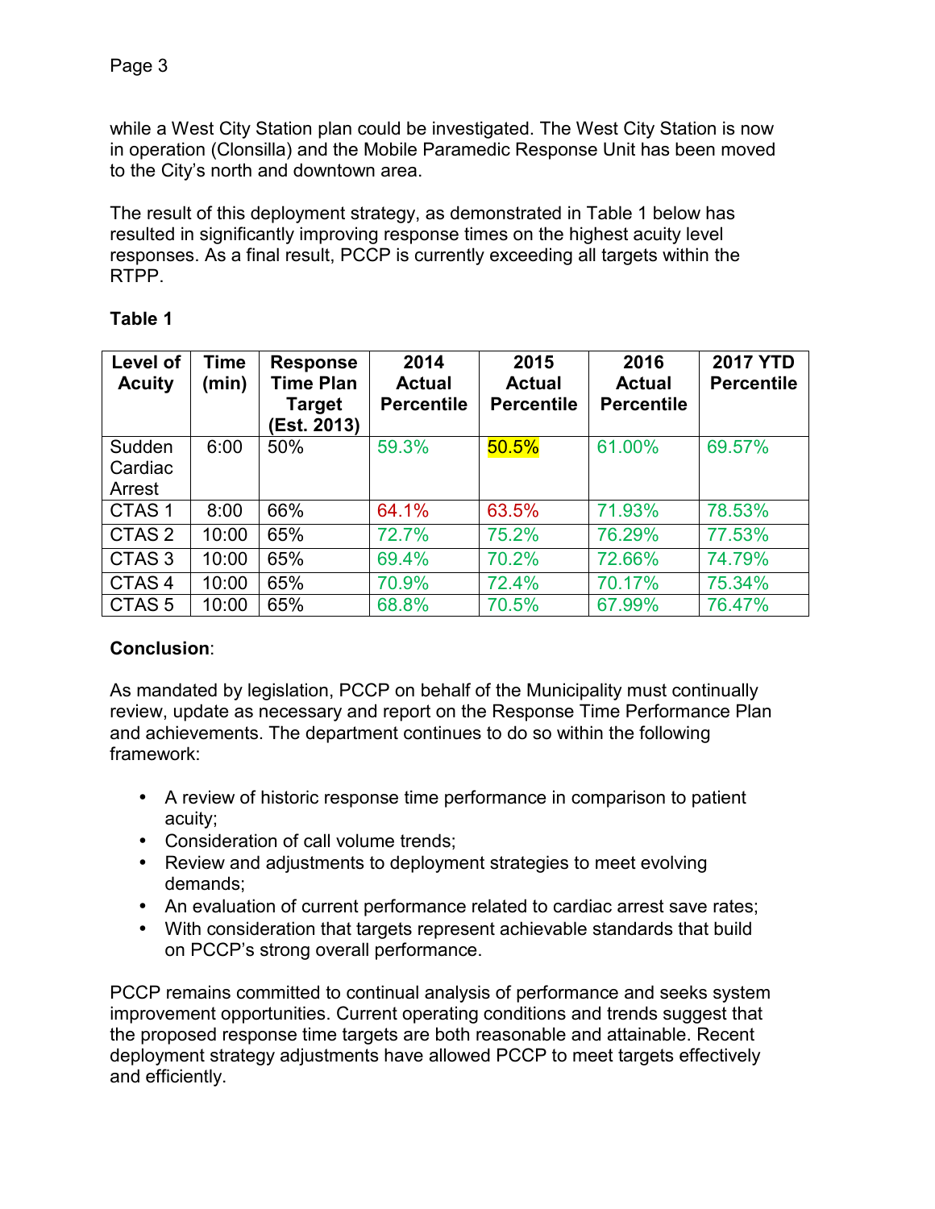while a West City Station plan could be investigated. The West City Station is now in operation (Clonsilla) and the Mobile Paramedic Response Unit has been moved to the City's north and downtown area.

The result of this deployment strategy, as demonstrated in Table 1 below has resulted in significantly improving response times on the highest acuity level responses. As a final result, PCCP is currently exceeding all targets within the RTPP.

**Table 1**

| Level of Acuity | Time (min) | Response Time Plan Target (Est. 2013) | 2014 Actual Percentile | 2015 Actual Percentile | 2016 Actual Percentile | 2017 YTD Percentile |
|---|---|---|---|---|---|---|
| Sudden Cardiac Arrest | 6:00 | 50% | 59.3% | 50.5% | 61.00% | 69.57% |
| CTAS 1 | 8:00 | 66% | 64.1% | 63.5% | 71.93% | 78.53% |
| CTAS 2 | 10:00 | 65% | 72.7% | 75.2% | 76.29% | 77.53% |
| CTAS 3 | 10:00 | 65% | 69.4% | 70.2% | 72.66% | 74.79% |
| CTAS 4 | 10:00 | 65% | 70.9% | 72.4% | 70.17% | 75.34% |
| CTAS 5 | 10:00 | 65% | 68.8% | 70.5% | 67.99% | 76.47% |

**Conclusion**:

As mandated by legislation, PCCP on behalf of the Municipality must continually review, update as necessary and report on the Response Time Performance Plan and achievements. The department continues to do so within the following framework:

- A review of historic response time performance in comparison to patient acuity;
- Consideration of call volume trends;
- Review and adjustments to deployment strategies to meet evolving demands;
- An evaluation of current performance related to cardiac arrest save rates;
- With consideration that targets represent achievable standards that build on PCCP's strong overall performance.

PCCP remains committed to continual analysis of performance and seeks system improvement opportunities. Current operating conditions and trends suggest that the proposed response time targets are both reasonable and attainable. Recent deployment strategy adjustments have allowed PCCP to meet targets effectively and efficiently.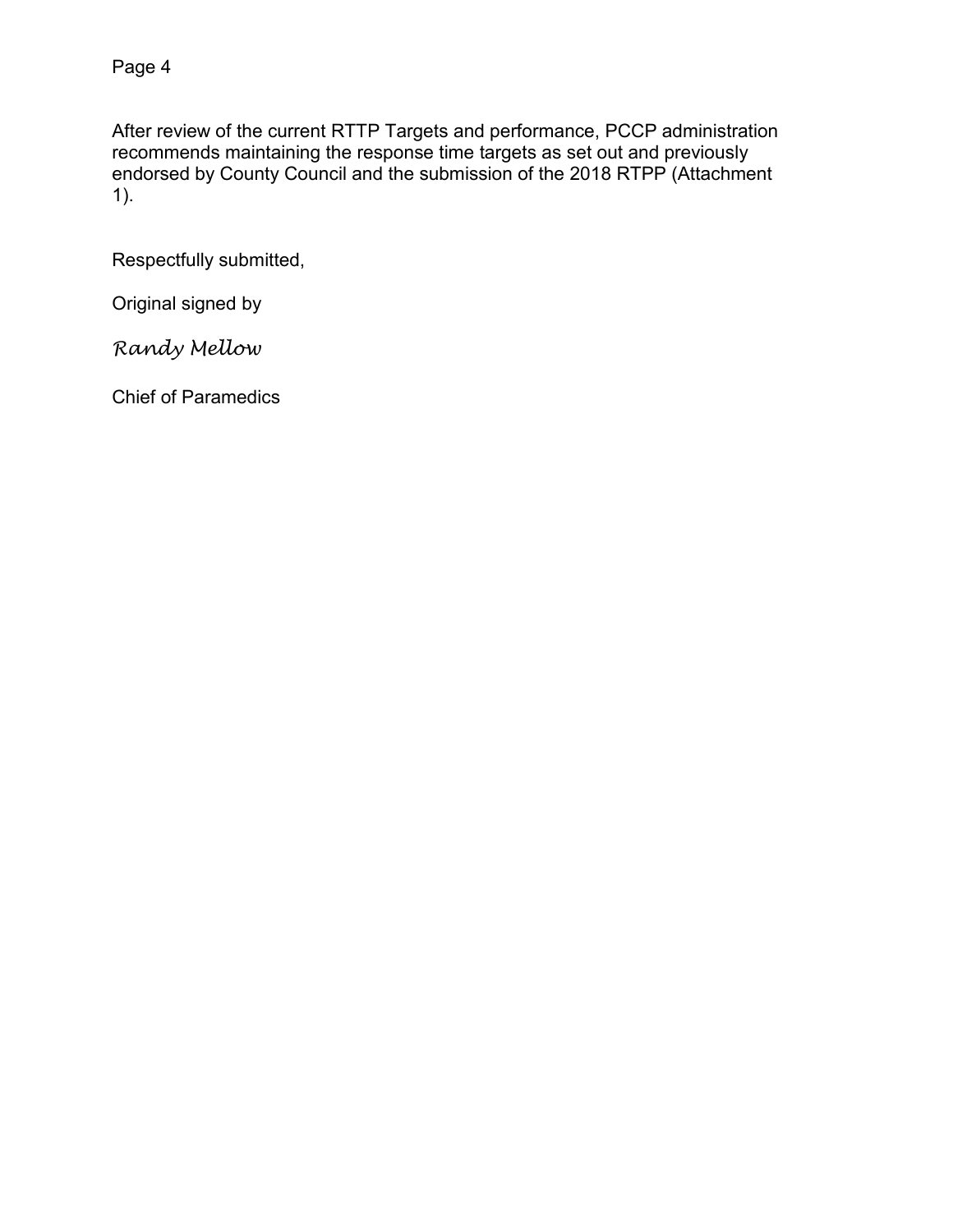After review of the current RTTP Targets and performance, PCCP administration recommends maintaining the response time targets as set out and previously endorsed by County Council and the submission of the 2018 RTPP (Attachment 1).

Respectfully submitted,

Original signed by

*Randy Mellow*

Chief of Paramedics